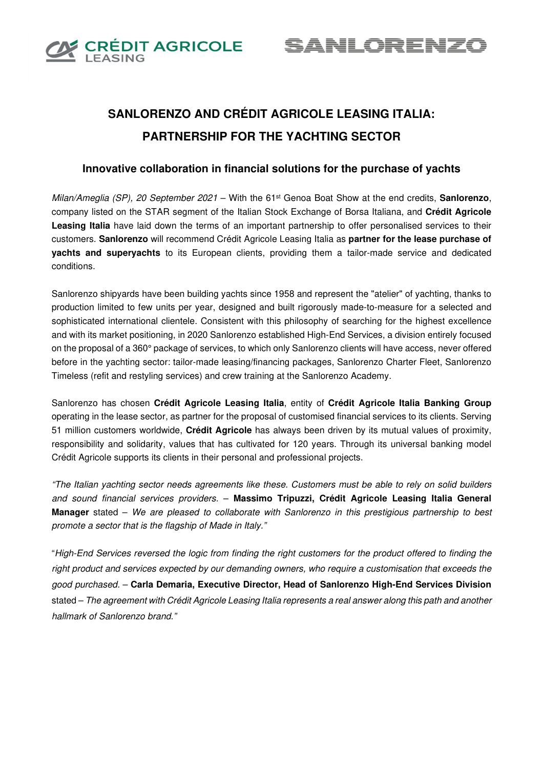# SANLORENZO AND CRÉDIT AGRICOLE LEASING ITALIA: PARTNERSHIP FOR THE YACHTING SECTOR

## Innovative collaboration in financial solutions for the purchase of yachts

*Milan/Ameglia (SP), 20 September 2021* – With the 61st Genoa Boat Show at the end credits, **Sanlorenzo**, company listed on the STAR segment of the Italian Stock Exchange of Borsa Italiana, and **Crédit Agricole Leasing Italia** have laid down the terms of an important partnership to offer personalised services to their customers. **Sanlorenzo** will recommend Crédit Agricole Leasing Italia as **partner for the lease purchase of yachts and superyachts** to its European clients, providing them a tailor-made service and dedicated conditions.

Sanlorenzo shipyards have been building yachts since 1958 and represent the "atelier" of yachting, thanks to production limited to few units per year, designed and built rigorously made-to-measure for a selected and sophisticated international clientele. Consistent with this philosophy of searching for the highest excellence and with its market positioning, in 2020 Sanlorenzo established High-End Services, a division entirely focused on the proposal of a 360° package of services, to which only Sanlorenzo clients will have access, never offered before in the yachting sector: tailor-made leasing/financing packages, Sanlorenzo Charter Fleet, Sanlorenzo Timeless (refit and restyling services) and crew training at the Sanlorenzo Academy.

Sanlorenzo has chosen **Crédit Agricole Leasing Italia**, entity of **Crédit Agricole Italia Banking Group** operating in the lease sector, as partner for the proposal of customised financial services to its clients. Serving 51 million customers worldwide, **Crédit Agricole** has always been driven by its mutual values of proximity, responsibility and solidarity, values that has cultivated for 120 years. Through its universal banking model Crédit Agricole supports its clients in their personal and professional projects.

*"The Italian yachting sector needs agreements like these. Customers must be able to rely on solid builders and sound financial services providers.* – **Massimo Tripuzzi, Crédit Agricole Leasing Italia General Manager** stated – *We are pleased to collaborate with Sanlorenzo in this prestigious partnership to best promote a sector that is the flagship of Made in Italy."*

"*High-End Services reversed the logic from finding the right customers for the product offered to finding the right product and services expected by our demanding owners, who require a customisation that exceeds the good purchased.* – **Carla Demaria, Executive Director, Head of Sanlorenzo High-End Services Division** stated – *The agreement with Crédit Agricole Leasing Italia represents a real answer along this path and another hallmark of Sanlorenzo brand."*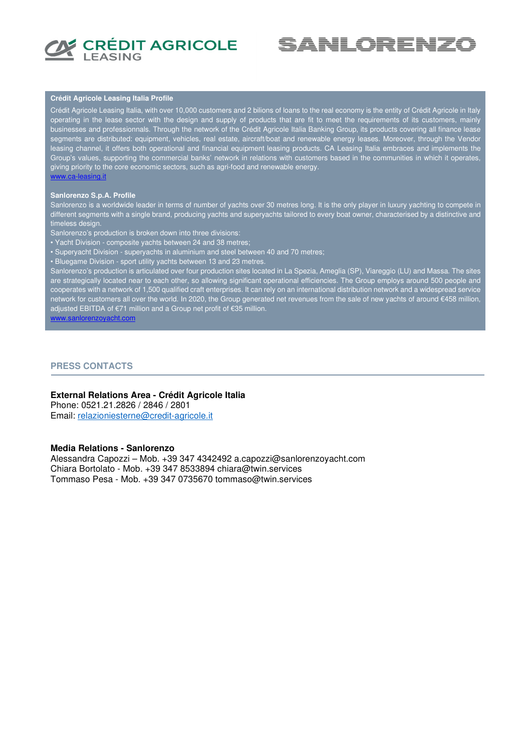**Crédit Agricole Leasing Italia Profile**

Crédit Agricole Leasing Italia, with over 10,000 customers and 2 bilions of loans to the real economy is the entity of Crédit Agricole in Italy operating in the lease sector with the design and supply of products that are fit to meet the requirements of its customers, mainly businesses and professionnals. Through the network of the Crédit Agricole Italia Banking Group, its products covering all finance lease segments are distributed: equipment, vehicles, real estate, aircraft/boat and renewable energy leases. Moreover, through the Vendor leasing channel, it offers both operational and financial equipment leasing products. CA Leasing Italia embraces and implements the Group's values, supporting the commercial banks' network in relations with customers based in the communities in which it operates, giving priority to the core economic sectors, such as agri-food and renewable energy.
www.ca-leasing.it

**Sanlorenzo S.p.A. Profile**

Sanlorenzo is a worldwide leader in terms of number of yachts over 30 metres long. It is the only player in luxury yachting to compete in different segments with a single brand, producing yachts and superyachts tailored to every boat owner, characterised by a distinctive and timeless design.
Sanlorenzo's production is broken down into three divisions:

- Yacht Division - composite yachts between 24 and 38 metres;
- Superyacht Division - superyachts in aluminium and steel between 40 and 70 metres;
- Bluegame Division - sport utility yachts between 13 and 23 metres.

Sanlorenzo's production is articulated over four production sites located in La Spezia, Ameglia (SP), Viareggio (LU) and Massa. The sites are strategically located near to each other, so allowing significant operational efficiencies. The Group employs around 500 people and cooperates with a network of 1,500 qualified craft enterprises. It can rely on an international distribution network and a widespread service network for customers all over the world. In 2020, the Group generated net revenues from the sale of new yachts of around €458 million, adjusted EBITDA of €71 million and a Group net profit of €35 million.
www.sanlorenzoyacht.com

## PRESS CONTACTS

**External Relations Area - Crédit Agricole Italia**
Phone: 0521.21.2826 / 2846 / 2801
Email: relazioniesterne@credit-agricole.it

**Media Relations - Sanlorenzo**
Alessandra Capozzi – Mob. +39 347 4342492 a.capozzi@sanlorenzoyacht.com
Chiara Bortolato - Mob. +39 347 8533894 chiara@twin.services
Tommaso Pesa - Mob. +39 347 0735670 tommaso@twin.services